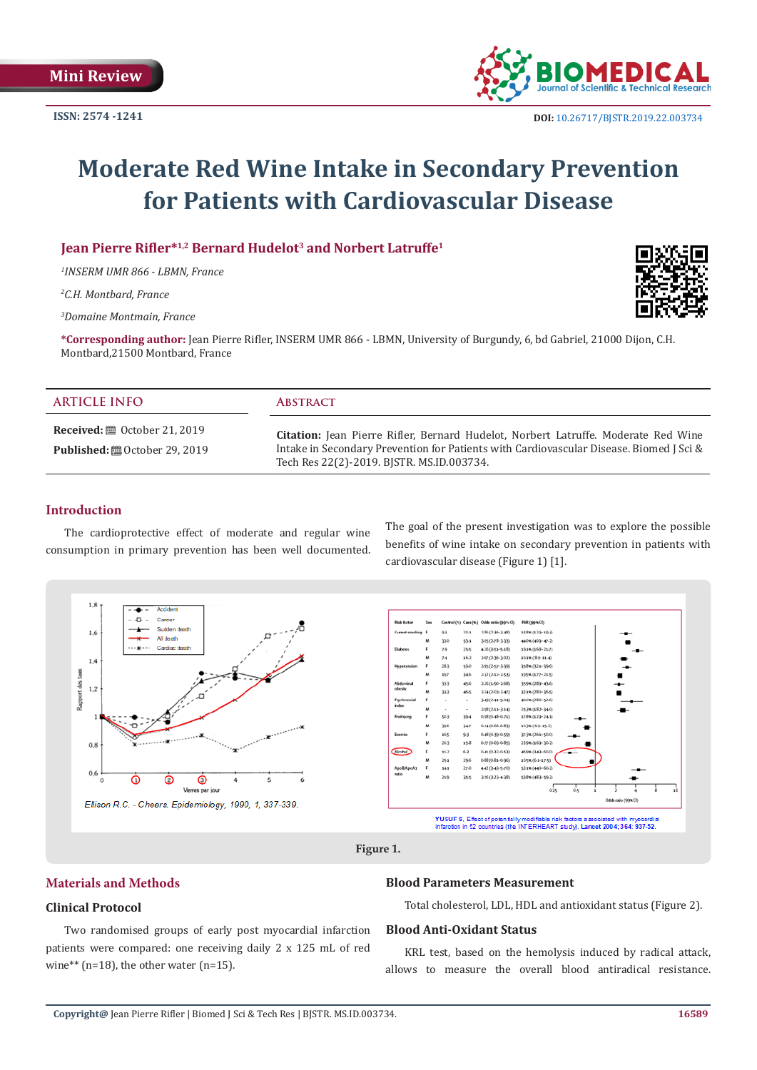Mini Review

ISSN: 2574 -1241

DOI: 10.26717/BJSTR.2019.22.003734

# Moderate Red Wine Intake in Secondary Prevention for Patients with Cardiovascular Disease

**Jean Pierre Rifler*[1,2] Bernard Hudelot[3] and Norbert Latruffe[1]**

[1]*INSERM UMR 866 - LBMN, France*

[2]*C.H. Montbard, France*

[3]*Domaine Montmain, France*

**\*Corresponding author:** Jean Pierre Rifler, INSERM UMR 866 - LBMN, University of Burgundy, 6, bd Gabriel, 21000 Dijon, C.H. Montbard,21500 Montbard, France

## ARTICLE INFO

**Received:** October 21, 2019

**Published:** October 29, 2019

## Abstract

**Citation:** Jean Pierre Rifler, Bernard Hudelot, Norbert Latruffe. Moderate Red Wine Intake in Secondary Prevention for Patients with Cardiovascular Disease. Biomed J Sci & Tech Res 22(2)-2019. BJSTR. MS.ID.003734.

## Introduction

The cardioprotective effect of moderate and regular wine consumption in primary prevention has been well documented. The goal of the present investigation was to explore the possible benefits of wine intake on secondary prevention in patients with cardiovascular disease (Figure 1) [1].

Figure 1.

## Materials and Methods

### Clinical Protocol

Two randomised groups of early post myocardial infarction patients were compared: one receiving daily 2 x 125 mL of red wine** (n=18), the other water (n=15).

### Blood Parameters Measurement

Total cholesterol, LDL, HDL and antioxidant status (Figure 2).

### Blood Anti-Oxidant Status

KRL test, based on the hemolysis induced by radical attack, allows to measure the overall blood antiradical resistance.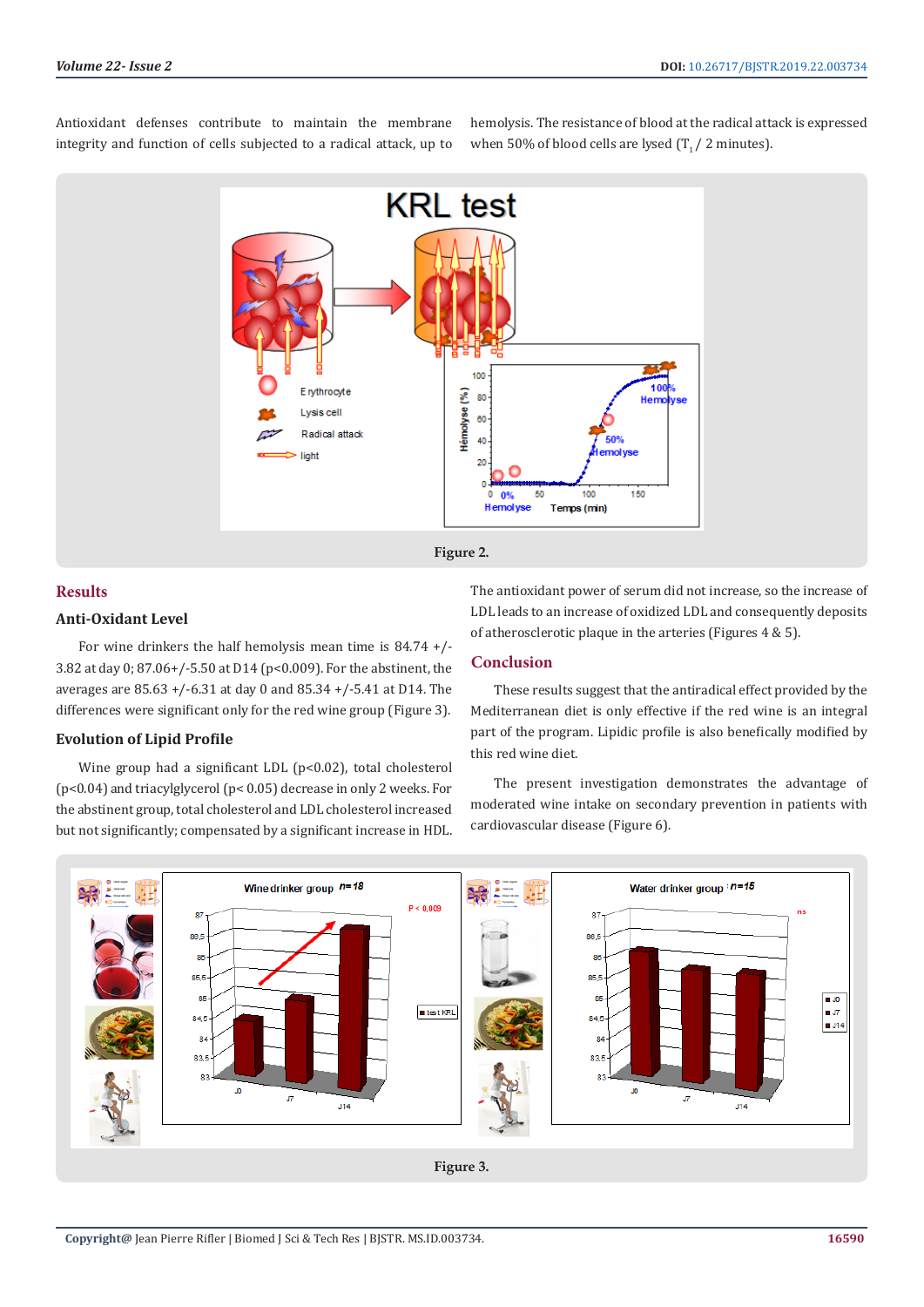Antioxidant defenses contribute to maintain the membrane integrity and function of cells subjected to a radical attack, up to hemolysis. The resistance of blood at the radical attack is expressed when 50% of blood cells are lysed ($T_1$ / 2 minutes).

Figure 2.

## Results

### Anti-Oxidant Level

For wine drinkers the half hemolysis mean time is 84.74 +/- 3.82 at day 0; 87.06+/-5.50 at D14 (p<0.009). For the abstinent, the averages are 85.63 +/-6.31 at day 0 and 85.34 +/-5.41 at D14. The differences were significant only for the red wine group (Figure 3).

### Evolution of Lipid Profile

Wine group had a significant LDL (p<0.02), total cholesterol (p<0.04) and triacylglycerol (p< 0.05) decrease in only 2 weeks. For the abstinent group, total cholesterol and LDL cholesterol increased but not significantly; compensated by a significant increase in HDL. The antioxidant power of serum did not increase, so the increase of LDL leads to an increase of oxidized LDL and consequently deposits of atherosclerotic plaque in the arteries (Figures 4 & 5).

## Conclusion

These results suggest that the antiradical effect provided by the Mediterranean diet is only effective if the red wine is an integral part of the program. Lipidic profile is also benefically modified by this red wine diet.

The present investigation demonstrates the advantage of moderated wine intake on secondary prevention in patients with cardiovascular disease (Figure 6).

Figure 3.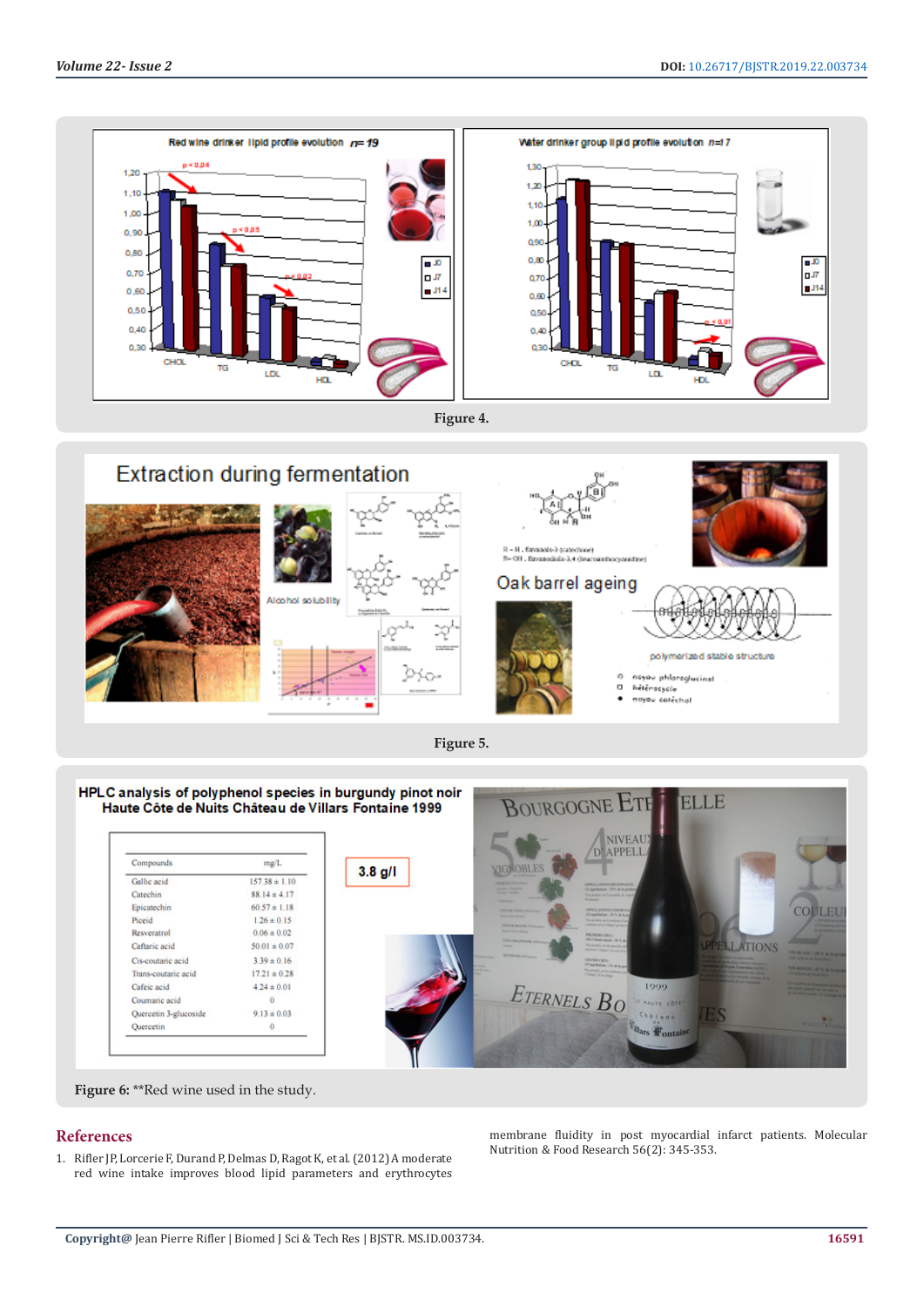Figure 4.

Figure 5.

Figure 6: **Red wine used in the study.

## References

1. Rifler JP, Lorcerie F, Durand P, Delmas D, Ragot K, et al. (2012) A moderate red wine intake improves blood lipid parameters and erythrocytes membrane fluidity in post myocardial infarct patients. Molecular Nutrition & Food Research 56(2): 345-353.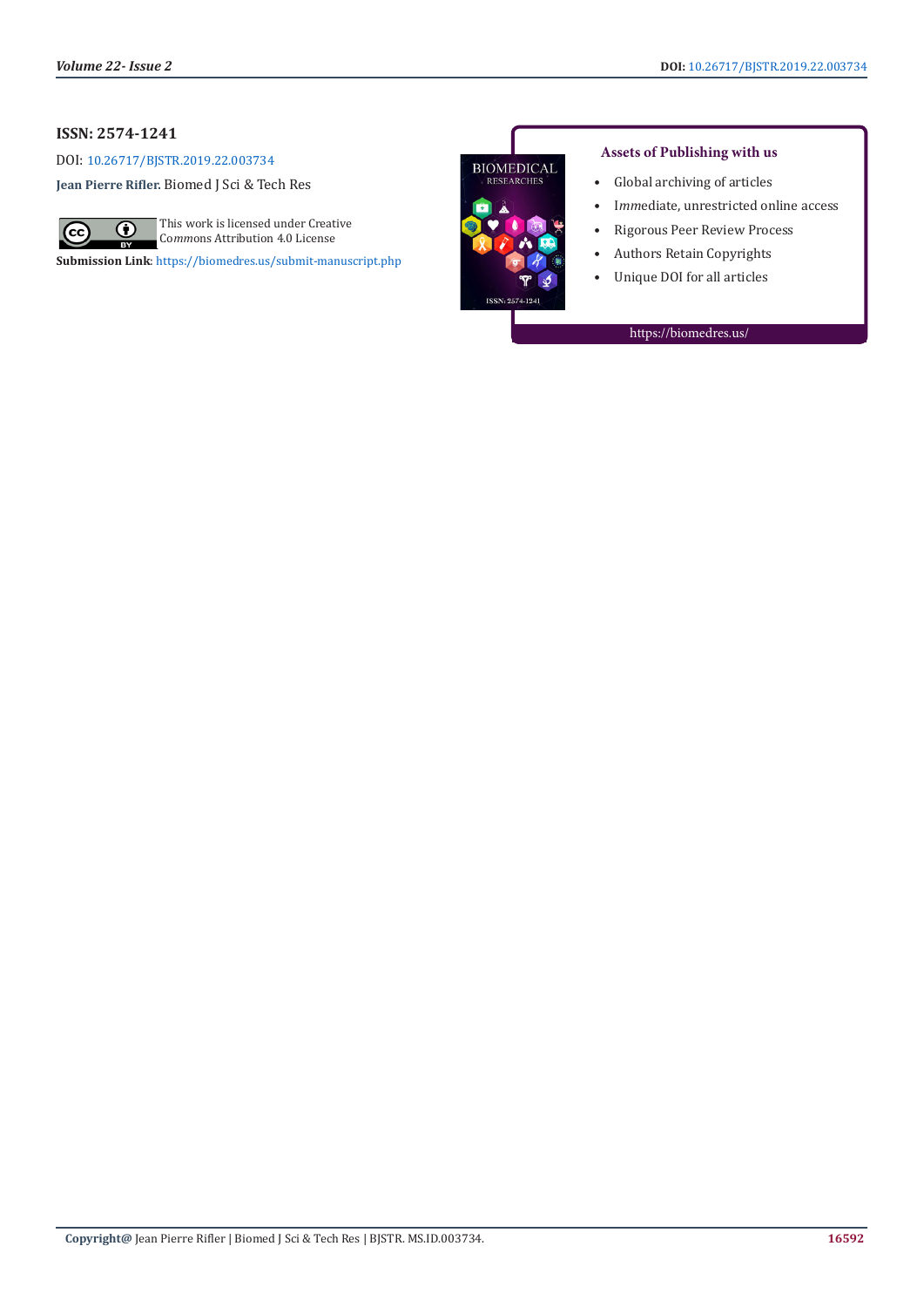**ISSN: 2574-1241**

DOI: 10.26717/BJSTR.2019.22.003734

**Jean Pierre Rifler.** Biomed J Sci & Tech Res

This work is licensed under Creative Commons Attribution 4.0 License

**Submission Link**: https://biomedres.us/submit-manuscript.php

### Assets of Publishing with us

- Global archiving of articles
- Immediate, unrestricted online access
- Rigorous Peer Review Process
- Authors Retain Copyrights
- Unique DOI for all articles

https://biomedres.us/